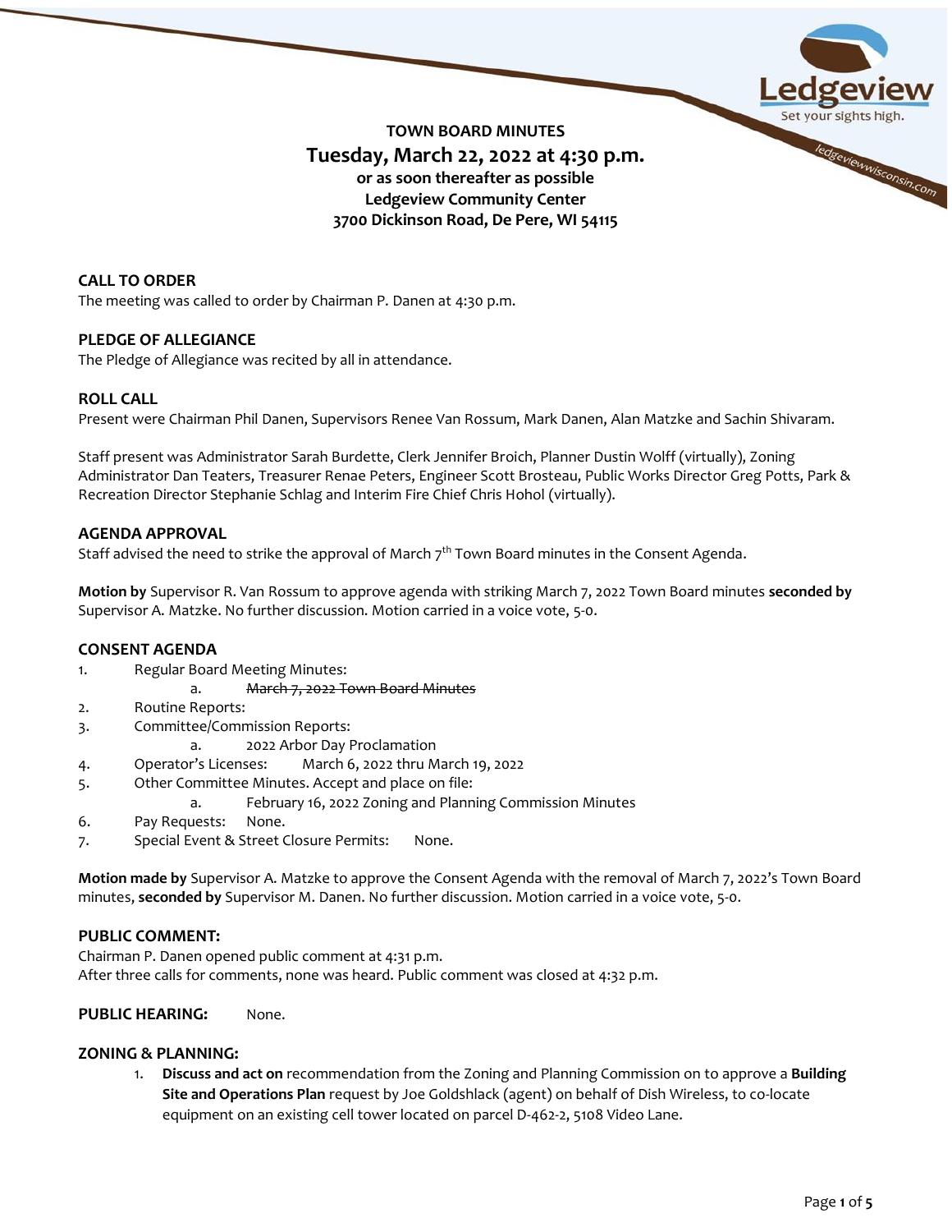# TOWN BOARD MINUTES

## Tuesday, March 22, 2022 at 4:30 p.m.

**or as soon thereafter as possible**
**Ledgeview Community Center**
**3700 Dickinson Road, De Pere, WI 54115**

### CALL TO ORDER

The meeting was called to order by Chairman P. Danen at 4:30 p.m.

### PLEDGE OF ALLEGIANCE

The Pledge of Allegiance was recited by all in attendance.

### ROLL CALL

Present were Chairman Phil Danen, Supervisors Renee Van Rossum, Mark Danen, Alan Matzke and Sachin Shivaram.

Staff present was Administrator Sarah Burdette, Clerk Jennifer Broich, Planner Dustin Wolff (virtually), Zoning Administrator Dan Teaters, Treasurer Renae Peters, Engineer Scott Brosteau, Public Works Director Greg Potts, Park & Recreation Director Stephanie Schlag and Interim Fire Chief Chris Hohol (virtually).

### AGENDA APPROVAL

Staff advised the need to strike the approval of March 7th Town Board minutes in the Consent Agenda.

**Motion by** Supervisor R. Van Rossum to approve agenda with striking March 7, 2022 Town Board minutes **seconded by** Supervisor A. Matzke. No further discussion. Motion carried in a voice vote, 5-0.

### CONSENT AGENDA

1. Regular Board Meeting Minutes:
   a. ~~March 7, 2022 Town Board Minutes~~
2. Routine Reports:
3. Committee/Commission Reports:
   a. 2022 Arbor Day Proclamation
4. Operator's Licenses: March 6, 2022 thru March 19, 2022
5. Other Committee Minutes. Accept and place on file:
   a. February 16, 2022 Zoning and Planning Commission Minutes
6. Pay Requests: None.
7. Special Event & Street Closure Permits: None.

**Motion made by** Supervisor A. Matzke to approve the Consent Agenda with the removal of March 7, 2022's Town Board minutes, **seconded by** Supervisor M. Danen. No further discussion. Motion carried in a voice vote, 5-0.

### PUBLIC COMMENT:

Chairman P. Danen opened public comment at 4:31 p.m.
After three calls for comments, none was heard. Public comment was closed at 4:32 p.m.

### PUBLIC HEARING: None.

### ZONING & PLANNING:

1. **Discuss and act on** recommendation from the Zoning and Planning Commission on to approve a **Building Site and Operations Plan** request by Joe Goldshlack (agent) on behalf of Dish Wireless, to co-locate equipment on an existing cell tower located on parcel D-462-2, 5108 Video Lane.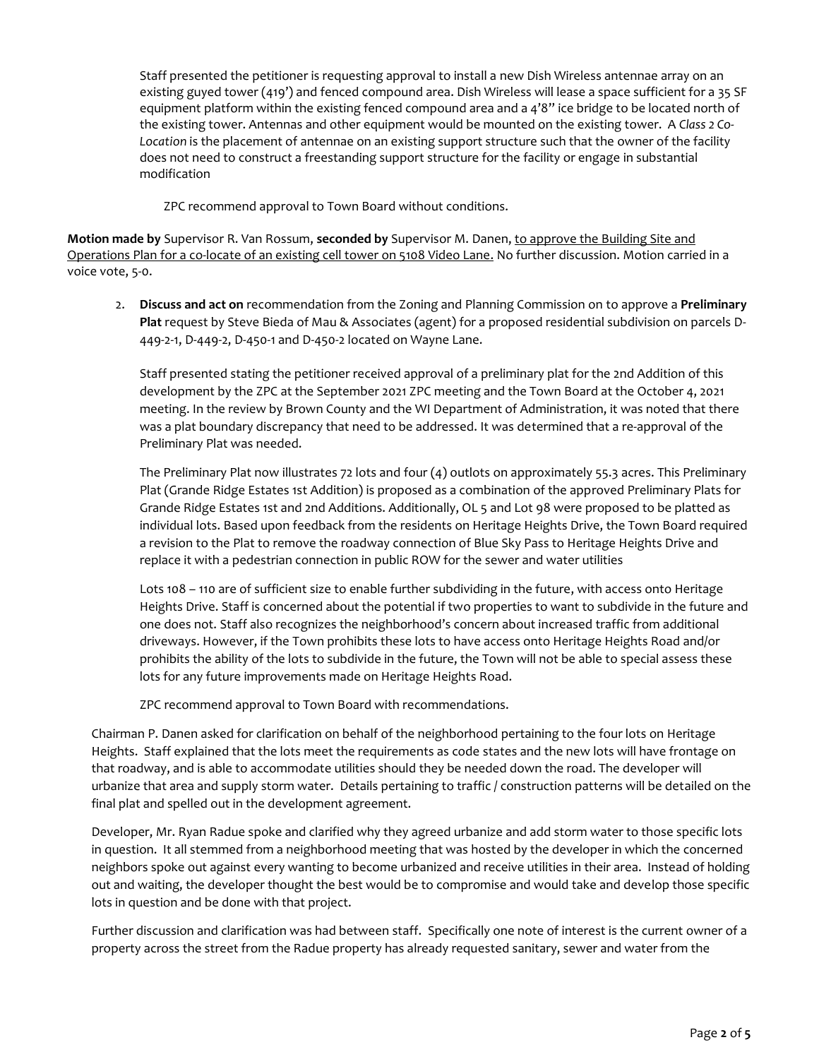Staff presented the petitioner is requesting approval to install a new Dish Wireless antennae array on an existing guyed tower (419') and fenced compound area. Dish Wireless will lease a space sufficient for a 35 SF equipment platform within the existing fenced compound area and a 4'8" ice bridge to be located north of the existing tower. Antennas and other equipment would be mounted on the existing tower. A *Class 2 Co-Location* is the placement of antennae on an existing support structure such that the owner of the facility does not need to construct a freestanding support structure for the facility or engage in substantial modification

ZPC recommend approval to Town Board without conditions.

**Motion made by** Supervisor R. Van Rossum, **seconded by** Supervisor M. Danen, to approve the Building Site and Operations Plan for a co-locate of an existing cell tower on 5108 Video Lane. No further discussion. Motion carried in a voice vote, 5-0.

2. **Discuss and act on** recommendation from the Zoning and Planning Commission on to approve a **Preliminary Plat** request by Steve Bieda of Mau & Associates (agent) for a proposed residential subdivision on parcels D-449-2-1, D-449-2, D-450-1 and D-450-2 located on Wayne Lane.

   Staff presented stating the petitioner received approval of a preliminary plat for the 2nd Addition of this development by the ZPC at the September 2021 ZPC meeting and the Town Board at the October 4, 2021 meeting. In the review by Brown County and the WI Department of Administration, it was noted that there was a plat boundary discrepancy that need to be addressed. It was determined that a re-approval of the Preliminary Plat was needed.

   The Preliminary Plat now illustrates 72 lots and four (4) outlots on approximately 55.3 acres. This Preliminary Plat (Grande Ridge Estates 1st Addition) is proposed as a combination of the approved Preliminary Plats for Grande Ridge Estates 1st and 2nd Additions. Additionally, OL 5 and Lot 98 were proposed to be platted as individual lots. Based upon feedback from the residents on Heritage Heights Drive, the Town Board required a revision to the Plat to remove the roadway connection of Blue Sky Pass to Heritage Heights Drive and replace it with a pedestrian connection in public ROW for the sewer and water utilities

   Lots 108 – 110 are of sufficient size to enable further subdividing in the future, with access onto Heritage Heights Drive. Staff is concerned about the potential if two properties to want to subdivide in the future and one does not. Staff also recognizes the neighborhood's concern about increased traffic from additional driveways. However, if the Town prohibits these lots to have access onto Heritage Heights Road and/or prohibits the ability of the lots to subdivide in the future, the Town will not be able to special assess these lots for any future improvements made on Heritage Heights Road.

   ZPC recommend approval to Town Board with recommendations.

Chairman P. Danen asked for clarification on behalf of the neighborhood pertaining to the four lots on Heritage Heights. Staff explained that the lots meet the requirements as code states and the new lots will have frontage on that roadway, and is able to accommodate utilities should they be needed down the road. The developer will urbanize that area and supply storm water. Details pertaining to traffic / construction patterns will be detailed on the final plat and spelled out in the development agreement.

Developer, Mr. Ryan Radue spoke and clarified why they agreed urbanize and add storm water to those specific lots in question. It all stemmed from a neighborhood meeting that was hosted by the developer in which the concerned neighbors spoke out against every wanting to become urbanized and receive utilities in their area. Instead of holding out and waiting, the developer thought the best would be to compromise and would take and develop those specific lots in question and be done with that project.

Further discussion and clarification was had between staff. Specifically one note of interest is the current owner of a property across the street from the Radue property has already requested sanitary, sewer and water from the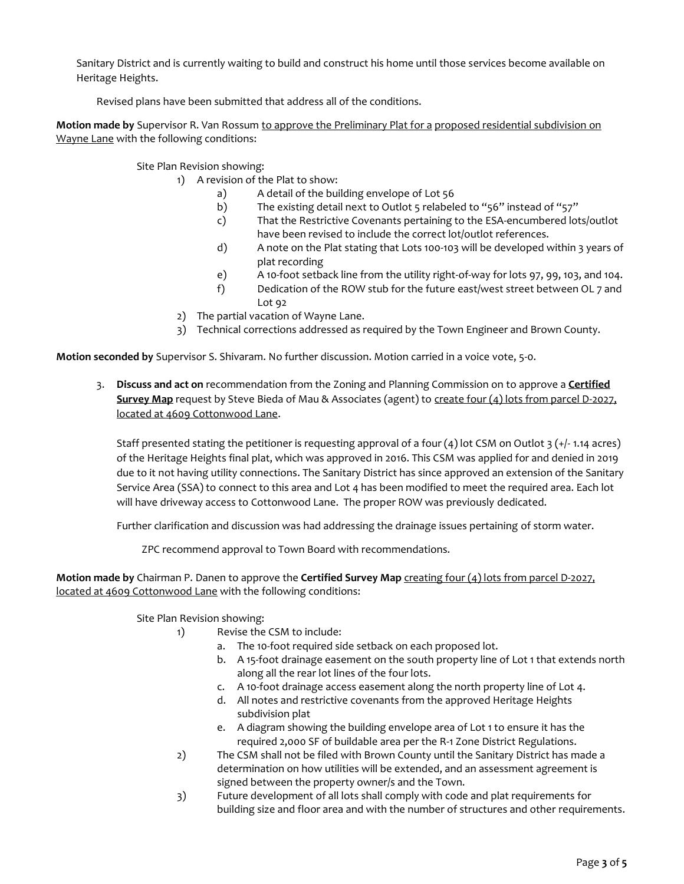Sanitary District and is currently waiting to build and construct his home until those services become available on Heritage Heights.

Revised plans have been submitted that address all of the conditions.

**Motion made by** Supervisor R. Van Rossum to approve the Preliminary Plat for a proposed residential subdivision on Wayne Lane with the following conditions:

Site Plan Revision showing:

1) A revision of the Plat to show:
    a) A detail of the building envelope of Lot 56
    b) The existing detail next to Outlot 5 relabeled to "56" instead of "57"
    c) That the Restrictive Covenants pertaining to the ESA-encumbered lots/outlot have been revised to include the correct lot/outlot references.
    d) A note on the Plat stating that Lots 100-103 will be developed within 3 years of plat recording
    e) A 10-foot setback line from the utility right-of-way for lots 97, 99, 103, and 104.
    f) Dedication of the ROW stub for the future east/west street between OL 7 and Lot 92
2) The partial vacation of Wayne Lane.
3) Technical corrections addressed as required by the Town Engineer and Brown County.

**Motion seconded by** Supervisor S. Shivaram. No further discussion. Motion carried in a voice vote, 5-0.

3. **Discuss and act on** recommendation from the Zoning and Planning Commission on to approve a **Certified Survey Map** request by Steve Bieda of Mau & Associates (agent) to create four (4) lots from parcel D-2027, located at 4609 Cottonwood Lane.

    Staff presented stating the petitioner is requesting approval of a four (4) lot CSM on Outlot 3 (+/- 1.14 acres) of the Heritage Heights final plat, which was approved in 2016. This CSM was applied for and denied in 2019 due to it not having utility connections. The Sanitary District has since approved an extension of the Sanitary Service Area (SSA) to connect to this area and Lot 4 has been modified to meet the required area. Each lot will have driveway access to Cottonwood Lane. The proper ROW was previously dedicated.

    Further clarification and discussion was had addressing the drainage issues pertaining of storm water.

    ZPC recommend approval to Town Board with recommendations.

**Motion made by** Chairman P. Danen to approve the **Certified Survey Map** creating four (4) lots from parcel D-2027, located at 4609 Cottonwood Lane with the following conditions:

Site Plan Revision showing:

1) Revise the CSM to include:
    a. The 10-foot required side setback on each proposed lot.
    b. A 15-foot drainage easement on the south property line of Lot 1 that extends north along all the rear lot lines of the four lots.
    c. A 10-foot drainage access easement along the north property line of Lot 4.
    d. All notes and restrictive covenants from the approved Heritage Heights subdivision plat
    e. A diagram showing the building envelope area of Lot 1 to ensure it has the required 2,000 SF of buildable area per the R-1 Zone District Regulations.
2) The CSM shall not be filed with Brown County until the Sanitary District has made a determination on how utilities will be extended, and an assessment agreement is signed between the property owner/s and the Town.
3) Future development of all lots shall comply with code and plat requirements for building size and floor area and with the number of structures and other requirements.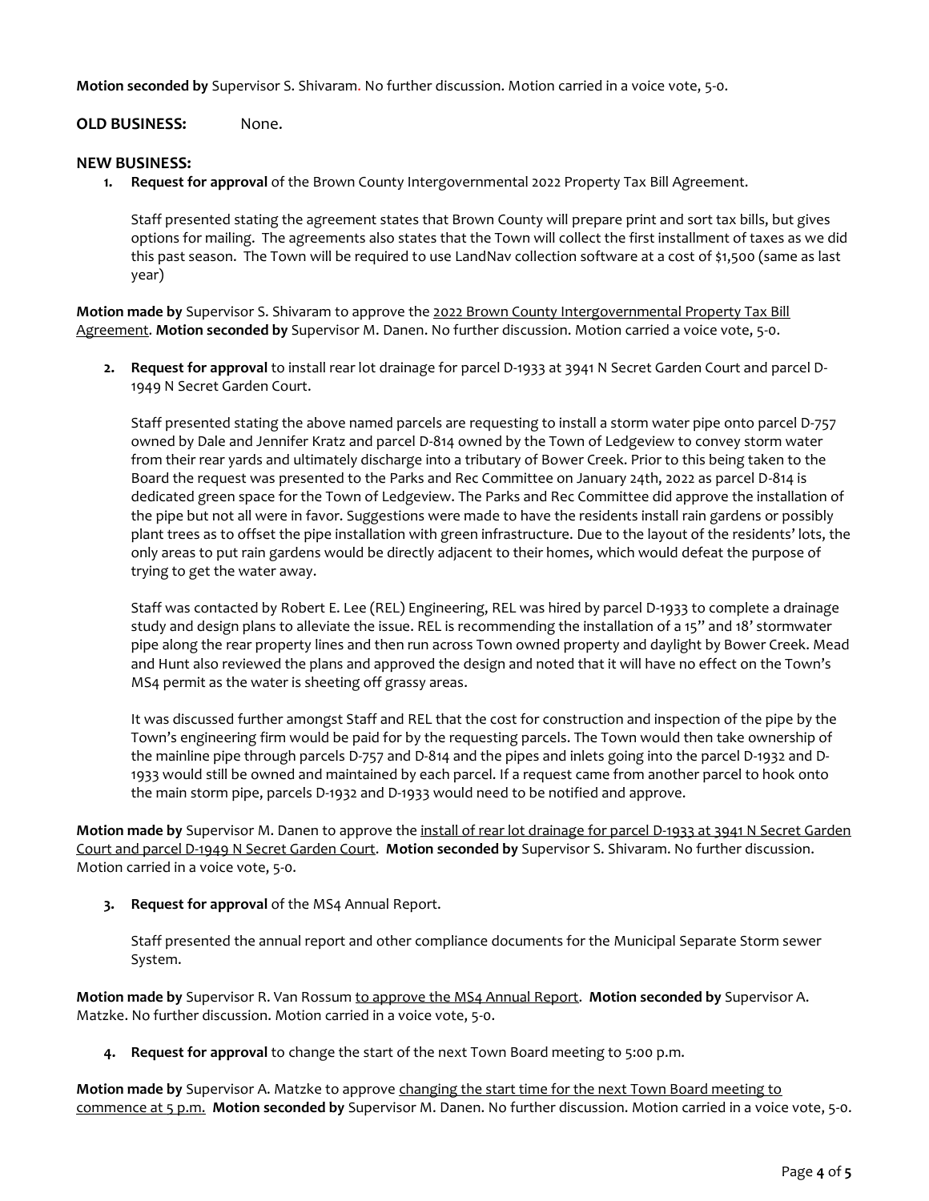**Motion seconded by** Supervisor S. Shivaram. No further discussion. Motion carried in a voice vote, 5-0.

**OLD BUSINESS:** None.

**NEW BUSINESS:**

1. **Request for approval** of the Brown County Intergovernmental 2022 Property Tax Bill Agreement.

   Staff presented stating the agreement states that Brown County will prepare print and sort tax bills, but gives options for mailing. The agreements also states that the Town will collect the first installment of taxes as we did this past season. The Town will be required to use LandNav collection software at a cost of $1,500 (same as last year)

**Motion made by** Supervisor S. Shivaram to approve the 2022 Brown County Intergovernmental Property Tax Bill Agreement. **Motion seconded by** Supervisor M. Danen. No further discussion. Motion carried a voice vote, 5-0.

2. **Request for approval** to install rear lot drainage for parcel D-1933 at 3941 N Secret Garden Court and parcel D-1949 N Secret Garden Court.

   Staff presented stating the above named parcels are requesting to install a storm water pipe onto parcel D-757 owned by Dale and Jennifer Kratz and parcel D-814 owned by the Town of Ledgeview to convey storm water from their rear yards and ultimately discharge into a tributary of Bower Creek. Prior to this being taken to the Board the request was presented to the Parks and Rec Committee on January 24th, 2022 as parcel D-814 is dedicated green space for the Town of Ledgeview. The Parks and Rec Committee did approve the installation of the pipe but not all were in favor. Suggestions were made to have the residents install rain gardens or possibly plant trees as to offset the pipe installation with green infrastructure. Due to the layout of the residents' lots, the only areas to put rain gardens would be directly adjacent to their homes, which would defeat the purpose of trying to get the water away.

   Staff was contacted by Robert E. Lee (REL) Engineering, REL was hired by parcel D-1933 to complete a drainage study and design plans to alleviate the issue. REL is recommending the installation of a 15" and 18' stormwater pipe along the rear property lines and then run across Town owned property and daylight by Bower Creek. Mead and Hunt also reviewed the plans and approved the design and noted that it will have no effect on the Town's MS4 permit as the water is sheeting off grassy areas.

   It was discussed further amongst Staff and REL that the cost for construction and inspection of the pipe by the Town's engineering firm would be paid for by the requesting parcels. The Town would then take ownership of the mainline pipe through parcels D-757 and D-814 and the pipes and inlets going into the parcel D-1932 and D-1933 would still be owned and maintained by each parcel. If a request came from another parcel to hook onto the main storm pipe, parcels D-1932 and D-1933 would need to be notified and approve.

**Motion made by** Supervisor M. Danen to approve the install of rear lot drainage for parcel D-1933 at 3941 N Secret Garden Court and parcel D-1949 N Secret Garden Court. **Motion seconded by** Supervisor S. Shivaram. No further discussion. Motion carried in a voice vote, 5-0.

3. **Request for approval** of the MS4 Annual Report.

   Staff presented the annual report and other compliance documents for the Municipal Separate Storm sewer System.

**Motion made by** Supervisor R. Van Rossum to approve the MS4 Annual Report. **Motion seconded by** Supervisor A. Matzke. No further discussion. Motion carried in a voice vote, 5-0.

4. **Request for approval** to change the start of the next Town Board meeting to 5:00 p.m.

**Motion made by** Supervisor A. Matzke to approve changing the start time for the next Town Board meeting to commence at 5 p.m. **Motion seconded by** Supervisor M. Danen. No further discussion. Motion carried in a voice vote, 5-0.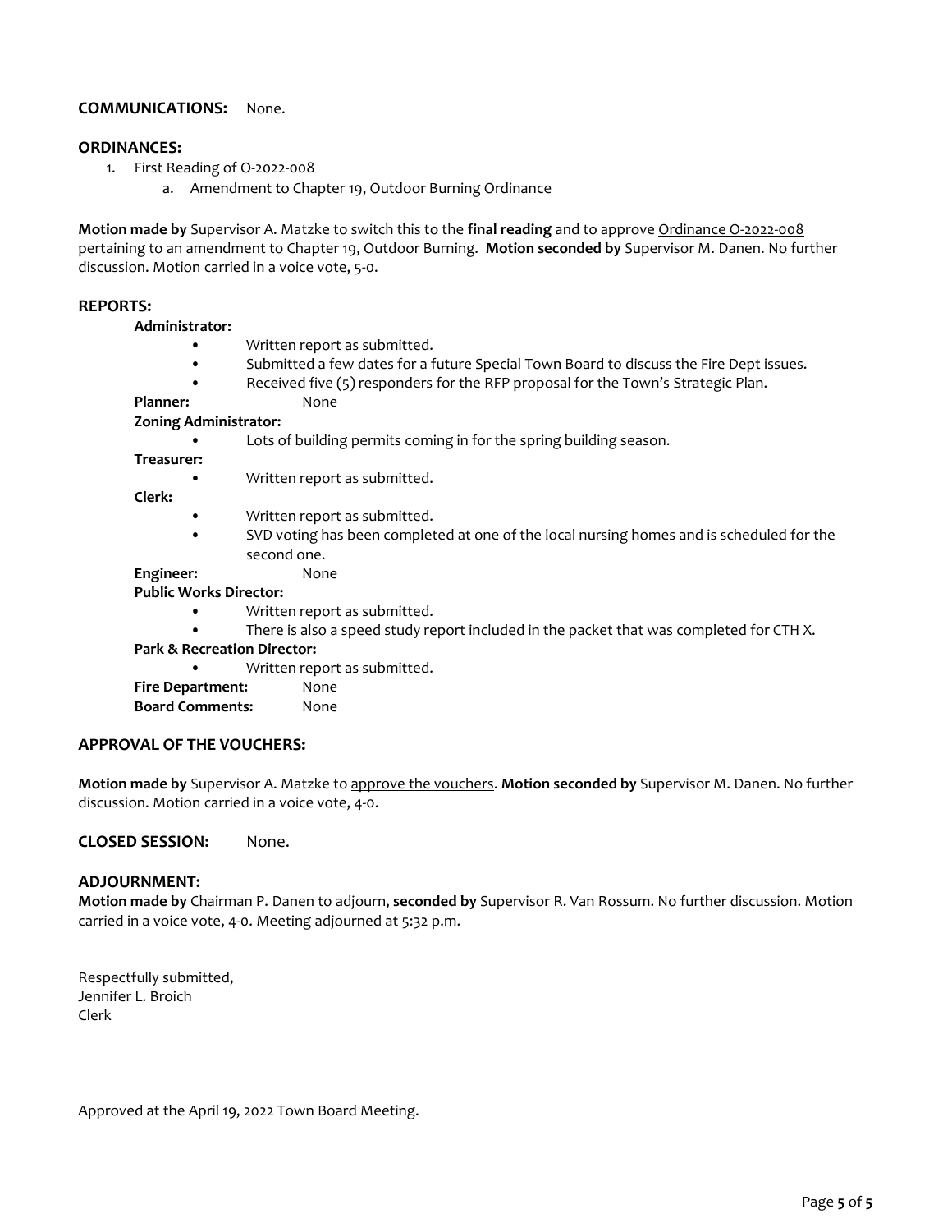**COMMUNICATIONS:** None.

**ORDINANCES:**

1. First Reading of O-2022-008
    a. Amendment to Chapter 19, Outdoor Burning Ordinance

**Motion made by** Supervisor A. Matzke to switch this to the **final reading** and to approve Ordinance O-2022-008 pertaining to an amendment to Chapter 19, Outdoor Burning. **Motion seconded by** Supervisor M. Danen. No further discussion. Motion carried in a voice vote, 5-0.

**REPORTS:**

**Administrator:**

- Written report as submitted.
- Submitted a few dates for a future Special Town Board to discuss the Fire Dept issues.
- Received five (5) responders for the RFP proposal for the Town's Strategic Plan.

**Planner:** None

**Zoning Administrator:**

- Lots of building permits coming in for the spring building season.

**Treasurer:**

- Written report as submitted.

**Clerk:**

- Written report as submitted.
- SVD voting has been completed at one of the local nursing homes and is scheduled for the second one.

**Engineer:** None

**Public Works Director:**

- Written report as submitted.
- There is also a speed study report included in the packet that was completed for CTH X.

**Park & Recreation Director:**

- Written report as submitted.

**Fire Department:** None

**Board Comments:** None

**APPROVAL OF THE VOUCHERS:**

**Motion made by** Supervisor A. Matzke to approve the vouchers. **Motion seconded by** Supervisor M. Danen. No further discussion. Motion carried in a voice vote, 4-0.

**CLOSED SESSION:** None.

**ADJOURNMENT:**
**Motion made by** Chairman P. Danen to adjourn, **seconded by** Supervisor R. Van Rossum. No further discussion. Motion carried in a voice vote, 4-0. Meeting adjourned at 5:32 p.m.

Respectfully submitted,
Jennifer L. Broich
Clerk

Approved at the April 19, 2022 Town Board Meeting.